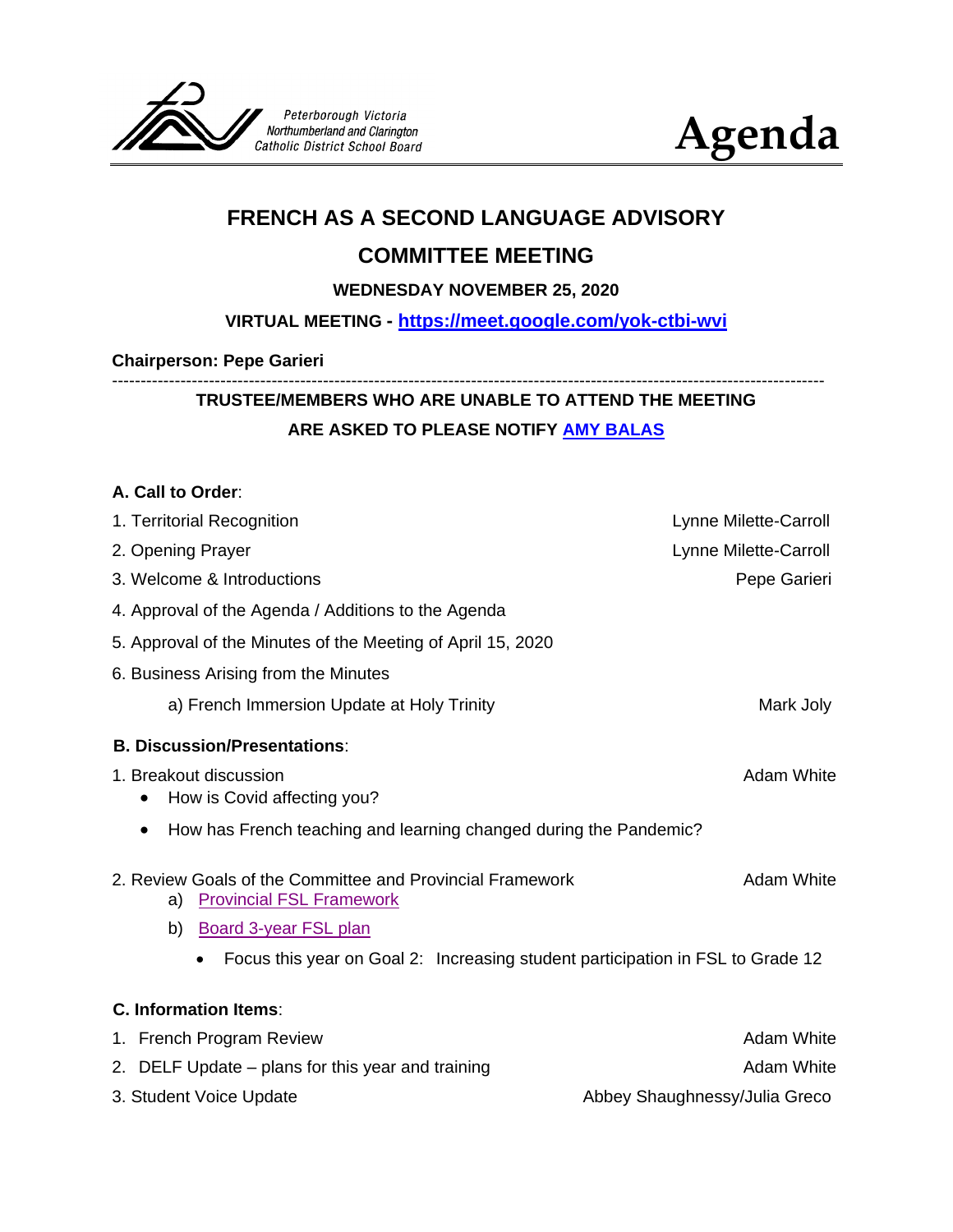Peterborough Victoria Northumberland and Clarington Catholic District School Board

# Agenda

## FRENCH AS A SECOND LANGUAGE ADVISORY COMMITTEE MEETING

**WEDNESDAY NOVEMBER 25, 2020**

**VIRTUAL MEETING - [https://meet.google.com/yok-ctbi-wvi](https://meet.google.com/yok-ctbi-wvi)**

**Chairperson: Pepe Garieri**

---

**TRUSTEE/MEMBERS WHO ARE UNABLE TO ATTEND THE MEETING ARE ASKED TO PLEASE NOTIFY AMY BALAS**

**A. Call to Order**:

1. Territorial Recognition — Lynne Milette-Carroll
2. Opening Prayer — Lynne Milette-Carroll
3. Welcome & Introductions — Pepe Garieri
4. Approval of the Agenda / Additions to the Agenda
5. Approval of the Minutes of the Meeting of April 15, 2020
6. Business Arising from the Minutes
   - a) French Immersion Update at Holy Trinity — Mark Joly

**B. Discussion/Presentations**:

1. Breakout discussion — Adam White
   - How is Covid affecting you?
   - How has French teaching and learning changed during the Pandemic?
2. Review Goals of the Committee and Provincial Framework — Adam White
   - a) Provincial FSL Framework
   - b) Board 3-year FSL plan
     - Focus this year on Goal 2: Increasing student participation in FSL to Grade 12

**C. Information Items**:

1. French Program Review — Adam White
2. DELF Update – plans for this year and training — Adam White
3. Student Voice Update — Abbey Shaughnessy/Julia Greco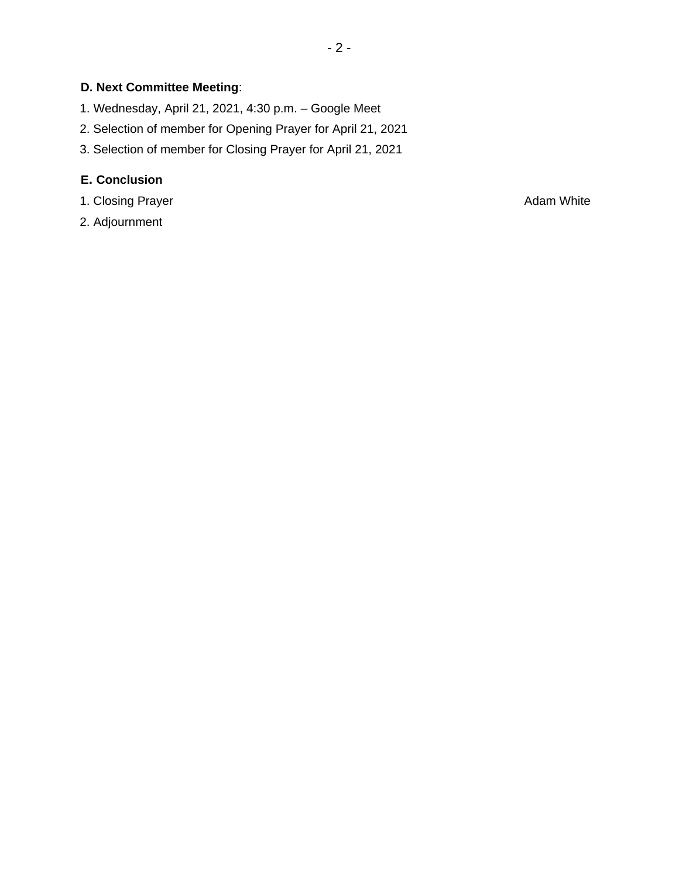**D. Next Committee Meeting**:

1. Wednesday, April 21, 2021, 4:30 p.m. – Google Meet
2. Selection of member for Opening Prayer for April 21, 2021
3. Selection of member for Closing Prayer for April 21, 2021

**E. Conclusion**

1. Closing Prayer — Adam White
2. Adjournment